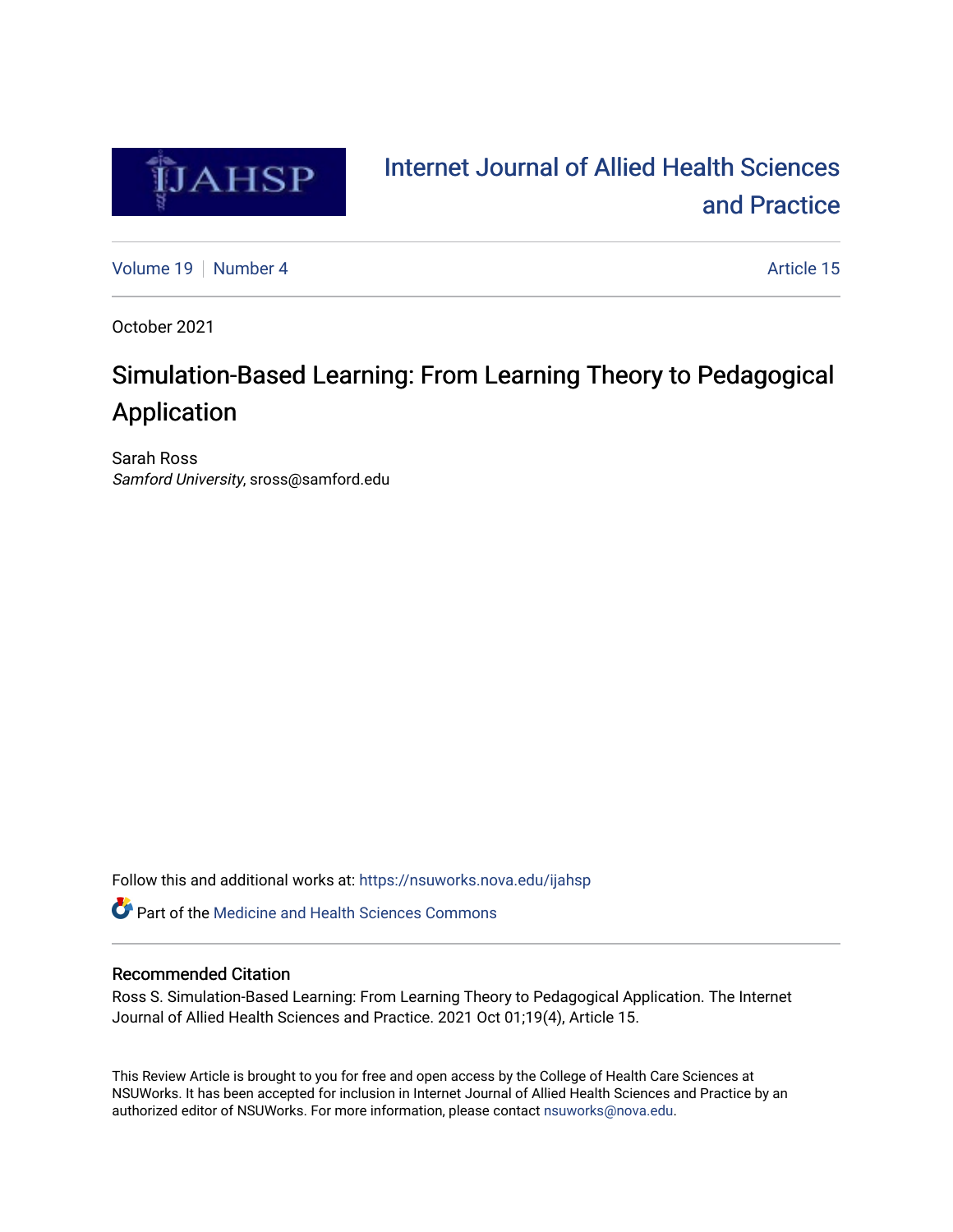# Internet Journal of Allied Health Sciences and Practice

Volume 19 | Number 4 | Article 15

October 2021

# Simulation-Based Learning: From Learning Theory to Pedagogical Application

Sarah Ross
*Samford University*, sross@samford.edu

Follow this and additional works at: https://nsuworks.nova.edu/ijahsp

Part of the Medicine and Health Sciences Commons

## Recommended Citation

Ross S. Simulation-Based Learning: From Learning Theory to Pedagogical Application. The Internet Journal of Allied Health Sciences and Practice. 2021 Oct 01;19(4), Article 15.

This Review Article is brought to you for free and open access by the College of Health Care Sciences at NSUWorks. It has been accepted for inclusion in Internet Journal of Allied Health Sciences and Practice by an authorized editor of NSUWorks. For more information, please contact nsuworks@nova.edu.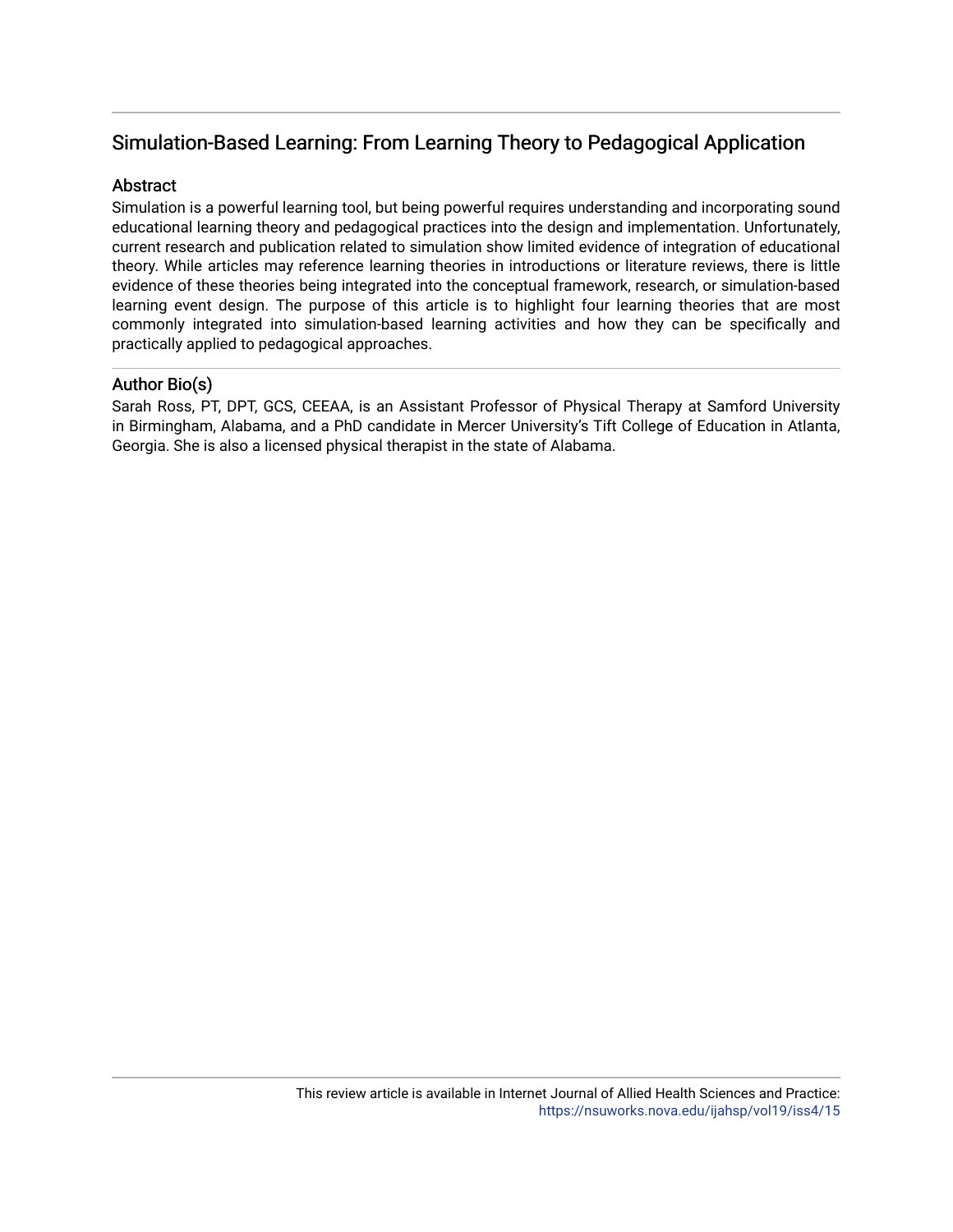# Simulation-Based Learning: From Learning Theory to Pedagogical Application

## Abstract

Simulation is a powerful learning tool, but being powerful requires understanding and incorporating sound educational learning theory and pedagogical practices into the design and implementation. Unfortunately, current research and publication related to simulation show limited evidence of integration of educational theory. While articles may reference learning theories in introductions or literature reviews, there is little evidence of these theories being integrated into the conceptual framework, research, or simulation-based learning event design. The purpose of this article is to highlight four learning theories that are most commonly integrated into simulation-based learning activities and how they can be specifically and practically applied to pedagogical approaches.

## Author Bio(s)

Sarah Ross, PT, DPT, GCS, CEEAA, is an Assistant Professor of Physical Therapy at Samford University in Birmingham, Alabama, and a PhD candidate in Mercer University's Tift College of Education in Atlanta, Georgia. She is also a licensed physical therapist in the state of Alabama.

This review article is available in Internet Journal of Allied Health Sciences and Practice: https://nsuworks.nova.edu/ijahsp/vol19/iss4/15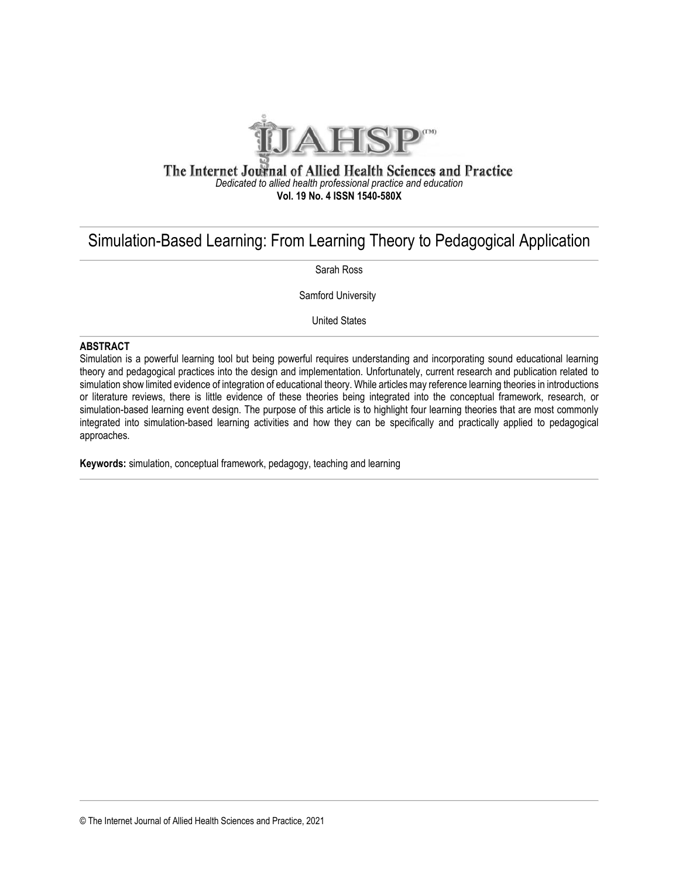The Internet Journal of Allied Health Sciences and Practice

*Dedicated to allied health professional practice and education*

**Vol. 19 No. 4 ISSN 1540-580X**

# Simulation-Based Learning: From Learning Theory to Pedagogical Application

Sarah Ross

Samford University

United States

**ABSTRACT**

Simulation is a powerful learning tool but being powerful requires understanding and incorporating sound educational learning theory and pedagogical practices into the design and implementation. Unfortunately, current research and publication related to simulation show limited evidence of integration of educational theory. While articles may reference learning theories in introductions or literature reviews, there is little evidence of these theories being integrated into the conceptual framework, research, or simulation-based learning event design. The purpose of this article is to highlight four learning theories that are most commonly integrated into simulation-based learning activities and how they can be specifically and practically applied to pedagogical approaches.

**Keywords:** simulation, conceptual framework, pedagogy, teaching and learning

© The Internet Journal of Allied Health Sciences and Practice, 2021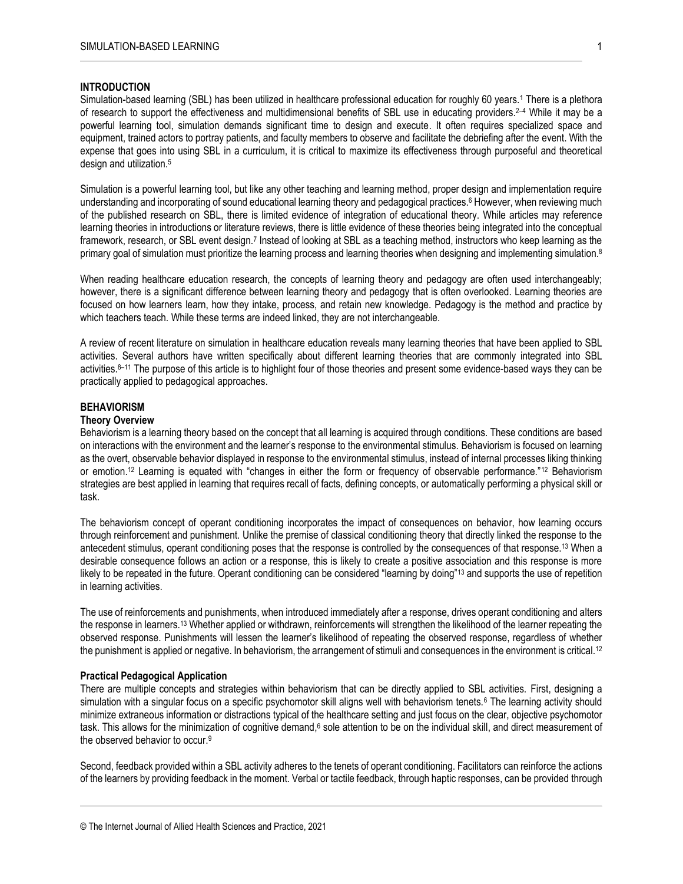## INTRODUCTION

Simulation-based learning (SBL) has been utilized in healthcare professional education for roughly 60 years.[1] There is a plethora of research to support the effectiveness and multidimensional benefits of SBL use in educating providers.[2–4] While it may be a powerful learning tool, simulation demands significant time to design and execute. It often requires specialized space and equipment, trained actors to portray patients, and faculty members to observe and facilitate the debriefing after the event. With the expense that goes into using SBL in a curriculum, it is critical to maximize its effectiveness through purposeful and theoretical design and utilization.[5]

Simulation is a powerful learning tool, but like any other teaching and learning method, proper design and implementation require understanding and incorporating of sound educational learning theory and pedagogical practices.[6] However, when reviewing much of the published research on SBL, there is limited evidence of integration of educational theory. While articles may reference learning theories in introductions or literature reviews, there is little evidence of these theories being integrated into the conceptual framework, research, or SBL event design.[7] Instead of looking at SBL as a teaching method, instructors who keep learning as the primary goal of simulation must prioritize the learning process and learning theories when designing and implementing simulation.[8]

When reading healthcare education research, the concepts of learning theory and pedagogy are often used interchangeably; however, there is a significant difference between learning theory and pedagogy that is often overlooked. Learning theories are focused on how learners learn, how they intake, process, and retain new knowledge. Pedagogy is the method and practice by which teachers teach. While these terms are indeed linked, they are not interchangeable.

A review of recent literature on simulation in healthcare education reveals many learning theories that have been applied to SBL activities. Several authors have written specifically about different learning theories that are commonly integrated into SBL activities.[8–11] The purpose of this article is to highlight four of those theories and present some evidence-based ways they can be practically applied to pedagogical approaches.

## BEHAVIORISM

### Theory Overview

Behaviorism is a learning theory based on the concept that all learning is acquired through conditions. These conditions are based on interactions with the environment and the learner's response to the environmental stimulus. Behaviorism is focused on learning as the overt, observable behavior displayed in response to the environmental stimulus, instead of internal processes liking thinking or emotion.[12] Learning is equated with "changes in either the form or frequency of observable performance."[12] Behaviorism strategies are best applied in learning that requires recall of facts, defining concepts, or automatically performing a physical skill or task.

The behaviorism concept of operant conditioning incorporates the impact of consequences on behavior, how learning occurs through reinforcement and punishment. Unlike the premise of classical conditioning theory that directly linked the response to the antecedent stimulus, operant conditioning poses that the response is controlled by the consequences of that response.[13] When a desirable consequence follows an action or a response, this is likely to create a positive association and this response is more likely to be repeated in the future. Operant conditioning can be considered "learning by doing"[13] and supports the use of repetition in learning activities.

The use of reinforcements and punishments, when introduced immediately after a response, drives operant conditioning and alters the response in learners.[13] Whether applied or withdrawn, reinforcements will strengthen the likelihood of the learner repeating the observed response. Punishments will lessen the learner's likelihood of repeating the observed response, regardless of whether the punishment is applied or negative. In behaviorism, the arrangement of stimuli and consequences in the environment is critical.[12]

### Practical Pedagogical Application

There are multiple concepts and strategies within behaviorism that can be directly applied to SBL activities. First, designing a simulation with a singular focus on a specific psychomotor skill aligns well with behaviorism tenets.[6] The learning activity should minimize extraneous information or distractions typical of the healthcare setting and just focus on the clear, objective psychomotor task. This allows for the minimization of cognitive demand,[6] sole attention to be on the individual skill, and direct measurement of the observed behavior to occur.[9]

Second, feedback provided within a SBL activity adheres to the tenets of operant conditioning. Facilitators can reinforce the actions of the learners by providing feedback in the moment. Verbal or tactile feedback, through haptic responses, can be provided through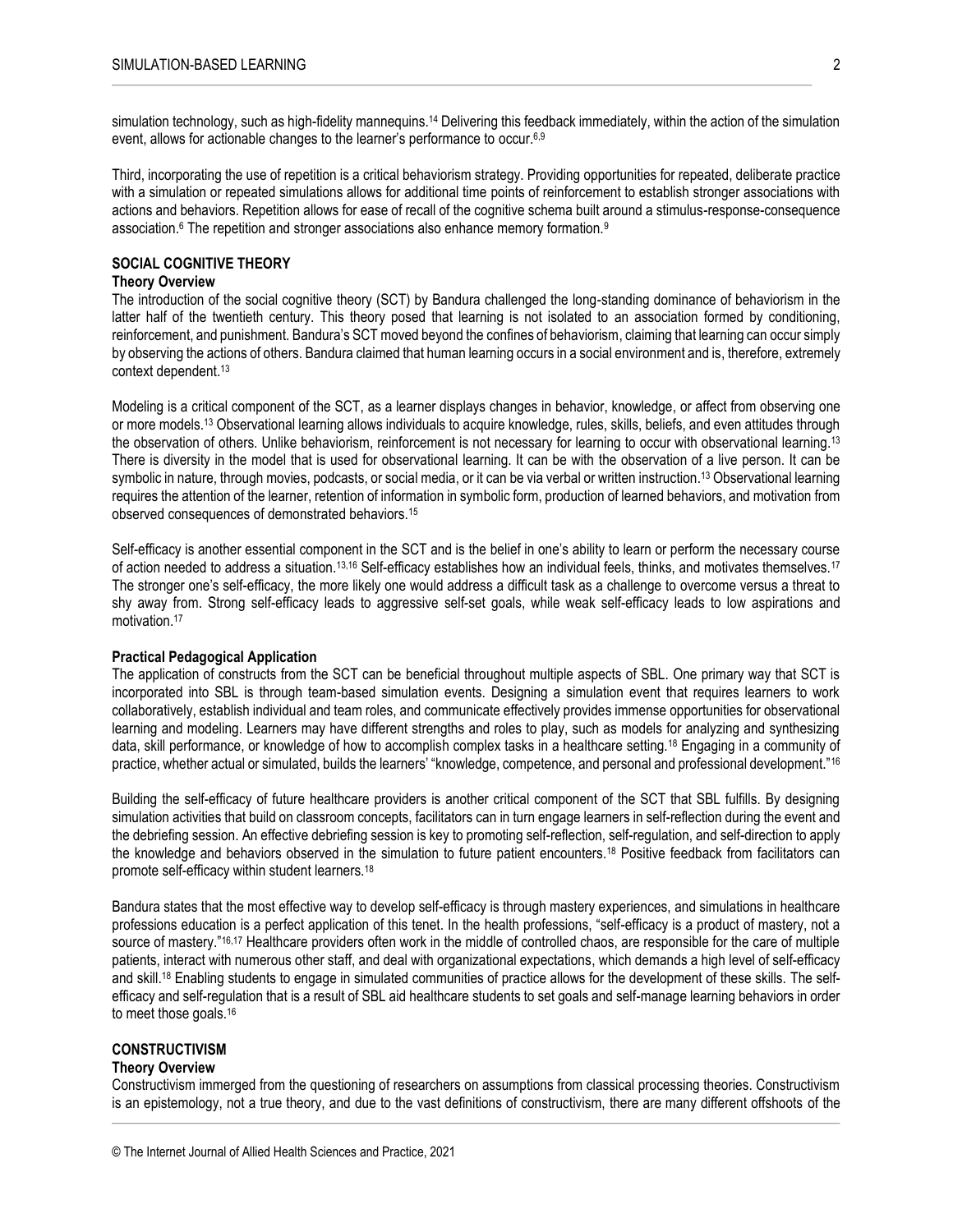simulation technology, such as high-fidelity mannequins.[14] Delivering this feedback immediately, within the action of the simulation event, allows for actionable changes to the learner's performance to occur.[6,9]

Third, incorporating the use of repetition is a critical behaviorism strategy. Providing opportunities for repeated, deliberate practice with a simulation or repeated simulations allows for additional time points of reinforcement to establish stronger associations with actions and behaviors. Repetition allows for ease of recall of the cognitive schema built around a stimulus-response-consequence association.[6] The repetition and stronger associations also enhance memory formation.[9]

## SOCIAL COGNITIVE THEORY

### Theory Overview

The introduction of the social cognitive theory (SCT) by Bandura challenged the long-standing dominance of behaviorism in the latter half of the twentieth century. This theory posed that learning is not isolated to an association formed by conditioning, reinforcement, and punishment. Bandura's SCT moved beyond the confines of behaviorism, claiming that learning can occur simply by observing the actions of others. Bandura claimed that human learning occurs in a social environment and is, therefore, extremely context dependent.[13]

Modeling is a critical component of the SCT, as a learner displays changes in behavior, knowledge, or affect from observing one or more models.[13] Observational learning allows individuals to acquire knowledge, rules, skills, beliefs, and even attitudes through the observation of others. Unlike behaviorism, reinforcement is not necessary for learning to occur with observational learning.[13] There is diversity in the model that is used for observational learning. It can be with the observation of a live person. It can be symbolic in nature, through movies, podcasts, or social media, or it can be via verbal or written instruction.[13] Observational learning requires the attention of the learner, retention of information in symbolic form, production of learned behaviors, and motivation from observed consequences of demonstrated behaviors.[15]

Self-efficacy is another essential component in the SCT and is the belief in one's ability to learn or perform the necessary course of action needed to address a situation.[13,16] Self-efficacy establishes how an individual feels, thinks, and motivates themselves.[17] The stronger one's self-efficacy, the more likely one would address a difficult task as a challenge to overcome versus a threat to shy away from. Strong self-efficacy leads to aggressive self-set goals, while weak self-efficacy leads to low aspirations and motivation.[17]

### Practical Pedagogical Application

The application of constructs from the SCT can be beneficial throughout multiple aspects of SBL. One primary way that SCT is incorporated into SBL is through team-based simulation events. Designing a simulation event that requires learners to work collaboratively, establish individual and team roles, and communicate effectively provides immense opportunities for observational learning and modeling. Learners may have different strengths and roles to play, such as models for analyzing and synthesizing data, skill performance, or knowledge of how to accomplish complex tasks in a healthcare setting.[18] Engaging in a community of practice, whether actual or simulated, builds the learners' "knowledge, competence, and personal and professional development."[16]

Building the self-efficacy of future healthcare providers is another critical component of the SCT that SBL fulfills. By designing simulation activities that build on classroom concepts, facilitators can in turn engage learners in self-reflection during the event and the debriefing session. An effective debriefing session is key to promoting self-reflection, self-regulation, and self-direction to apply the knowledge and behaviors observed in the simulation to future patient encounters.[18] Positive feedback from facilitators can promote self-efficacy within student learners.[18]

Bandura states that the most effective way to develop self-efficacy is through mastery experiences, and simulations in healthcare professions education is a perfect application of this tenet. In the health professions, "self-efficacy is a product of mastery, not a source of mastery."[16,17] Healthcare providers often work in the middle of controlled chaos, are responsible for the care of multiple patients, interact with numerous other staff, and deal with organizational expectations, which demands a high level of self-efficacy and skill.[18] Enabling students to engage in simulated communities of practice allows for the development of these skills. The self-efficacy and self-regulation that is a result of SBL aid healthcare students to set goals and self-manage learning behaviors in order to meet those goals.[16]

## CONSTRUCTIVISM

### Theory Overview

Constructivism immerged from the questioning of researchers on assumptions from classical processing theories. Constructivism is an epistemology, not a true theory, and due to the vast definitions of constructivism, there are many different offshoots of the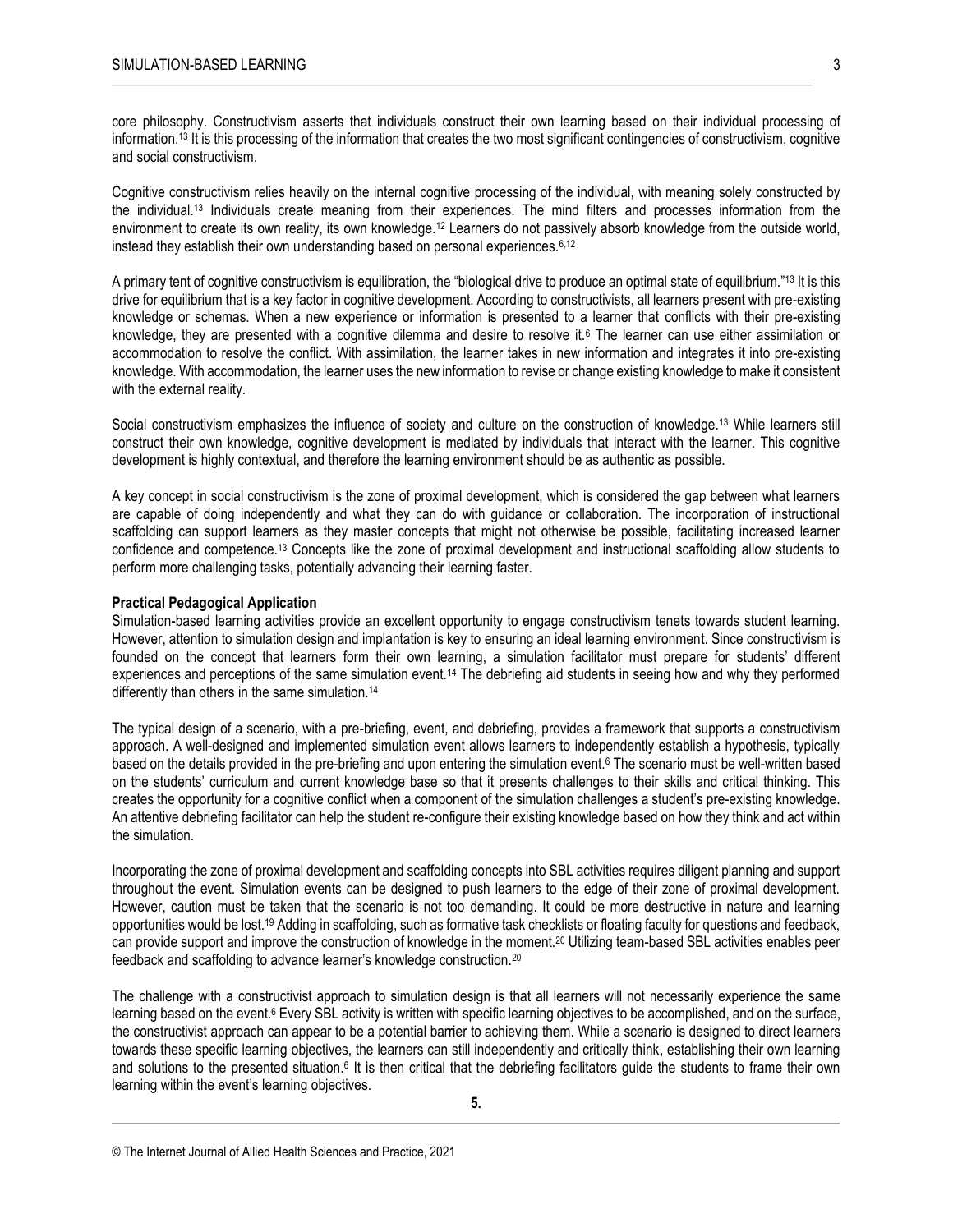core philosophy. Constructivism asserts that individuals construct their own learning based on their individual processing of information.[13] It is this processing of the information that creates the two most significant contingencies of constructivism, cognitive and social constructivism.

Cognitive constructivism relies heavily on the internal cognitive processing of the individual, with meaning solely constructed by the individual.[13] Individuals create meaning from their experiences. The mind filters and processes information from the environment to create its own reality, its own knowledge.[12] Learners do not passively absorb knowledge from the outside world, instead they establish their own understanding based on personal experiences.[6,12]

A primary tent of cognitive constructivism is equilibration, the "biological drive to produce an optimal state of equilibrium."[13] It is this drive for equilibrium that is a key factor in cognitive development. According to constructivists, all learners present with pre-existing knowledge or schemas. When a new experience or information is presented to a learner that conflicts with their pre-existing knowledge, they are presented with a cognitive dilemma and desire to resolve it.[6] The learner can use either assimilation or accommodation to resolve the conflict. With assimilation, the learner takes in new information and integrates it into pre-existing knowledge. With accommodation, the learner uses the new information to revise or change existing knowledge to make it consistent with the external reality.

Social constructivism emphasizes the influence of society and culture on the construction of knowledge.[13] While learners still construct their own knowledge, cognitive development is mediated by individuals that interact with the learner. This cognitive development is highly contextual, and therefore the learning environment should be as authentic as possible.

A key concept in social constructivism is the zone of proximal development, which is considered the gap between what learners are capable of doing independently and what they can do with guidance or collaboration. The incorporation of instructional scaffolding can support learners as they master concepts that might not otherwise be possible, facilitating increased learner confidence and competence.[13] Concepts like the zone of proximal development and instructional scaffolding allow students to perform more challenging tasks, potentially advancing their learning faster.

**Practical Pedagogical Application**

Simulation-based learning activities provide an excellent opportunity to engage constructivism tenets towards student learning. However, attention to simulation design and implantation is key to ensuring an ideal learning environment. Since constructivism is founded on the concept that learners form their own learning, a simulation facilitator must prepare for students' different experiences and perceptions of the same simulation event.[14] The debriefing aid students in seeing how and why they performed differently than others in the same simulation.[14]

The typical design of a scenario, with a pre-briefing, event, and debriefing, provides a framework that supports a constructivism approach. A well-designed and implemented simulation event allows learners to independently establish a hypothesis, typically based on the details provided in the pre-briefing and upon entering the simulation event.[6] The scenario must be well-written based on the students' curriculum and current knowledge base so that it presents challenges to their skills and critical thinking. This creates the opportunity for a cognitive conflict when a component of the simulation challenges a student's pre-existing knowledge. An attentive debriefing facilitator can help the student re-configure their existing knowledge based on how they think and act within the simulation.

Incorporating the zone of proximal development and scaffolding concepts into SBL activities requires diligent planning and support throughout the event. Simulation events can be designed to push learners to the edge of their zone of proximal development. However, caution must be taken that the scenario is not too demanding. It could be more destructive in nature and learning opportunities would be lost.[19] Adding in scaffolding, such as formative task checklists or floating faculty for questions and feedback, can provide support and improve the construction of knowledge in the moment.[20] Utilizing team-based SBL activities enables peer feedback and scaffolding to advance learner's knowledge construction.[20]

The challenge with a constructivist approach to simulation design is that all learners will not necessarily experience the same learning based on the event.[6] Every SBL activity is written with specific learning objectives to be accomplished, and on the surface, the constructivist approach can appear to be a potential barrier to achieving them. While a scenario is designed to direct learners towards these specific learning objectives, the learners can still independently and critically think, establishing their own learning and solutions to the presented situation.[6] It is then critical that the debriefing facilitators guide the students to frame their own learning within the event's learning objectives.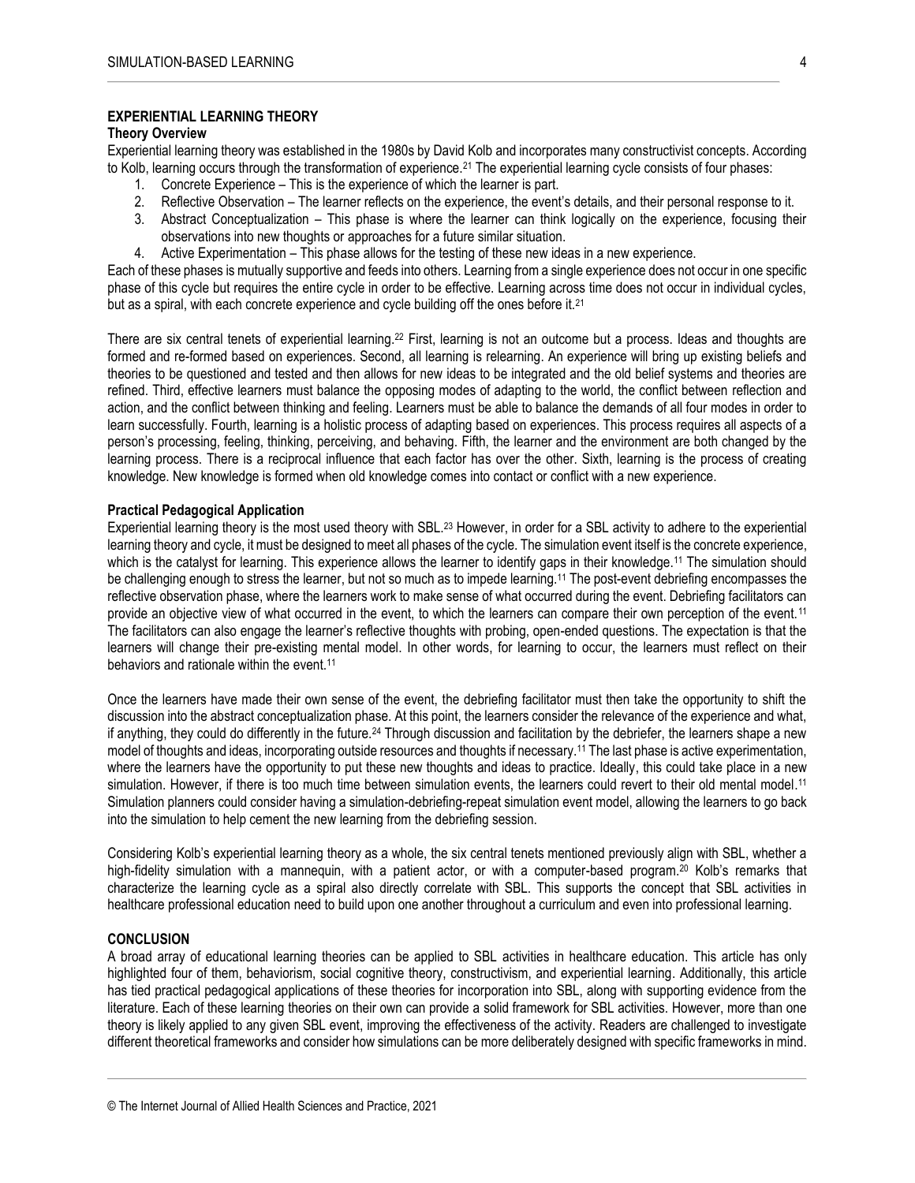## EXPERIENTIAL LEARNING THEORY

### Theory Overview

Experiential learning theory was established in the 1980s by David Kolb and incorporates many constructivist concepts. According to Kolb, learning occurs through the transformation of experience.[21] The experiential learning cycle consists of four phases:

1. Concrete Experience – This is the experience of which the learner is part.
2. Reflective Observation – The learner reflects on the experience, the event's details, and their personal response to it.
3. Abstract Conceptualization – This phase is where the learner can think logically on the experience, focusing their observations into new thoughts or approaches for a future similar situation.
4. Active Experimentation – This phase allows for the testing of these new ideas in a new experience.

Each of these phases is mutually supportive and feeds into others. Learning from a single experience does not occur in one specific phase of this cycle but requires the entire cycle in order to be effective. Learning across time does not occur in individual cycles, but as a spiral, with each concrete experience and cycle building off the ones before it.[21]

There are six central tenets of experiential learning.[22] First, learning is not an outcome but a process. Ideas and thoughts are formed and re-formed based on experiences. Second, all learning is relearning. An experience will bring up existing beliefs and theories to be questioned and tested and then allows for new ideas to be integrated and the old belief systems and theories are refined. Third, effective learners must balance the opposing modes of adapting to the world, the conflict between reflection and action, and the conflict between thinking and feeling. Learners must be able to balance the demands of all four modes in order to learn successfully. Fourth, learning is a holistic process of adapting based on experiences. This process requires all aspects of a person's processing, feeling, thinking, perceiving, and behaving. Fifth, the learner and the environment are both changed by the learning process. There is a reciprocal influence that each factor has over the other. Sixth, learning is the process of creating knowledge. New knowledge is formed when old knowledge comes into contact or conflict with a new experience.

### Practical Pedagogical Application

Experiential learning theory is the most used theory with SBL.[23] However, in order for a SBL activity to adhere to the experiential learning theory and cycle, it must be designed to meet all phases of the cycle. The simulation event itself is the concrete experience, which is the catalyst for learning. This experience allows the learner to identify gaps in their knowledge.[11] The simulation should be challenging enough to stress the learner, but not so much as to impede learning.[11] The post-event debriefing encompasses the reflective observation phase, where the learners work to make sense of what occurred during the event. Debriefing facilitators can provide an objective view of what occurred in the event, to which the learners can compare their own perception of the event.[11] The facilitators can also engage the learner's reflective thoughts with probing, open-ended questions. The expectation is that the learners will change their pre-existing mental model. In other words, for learning to occur, the learners must reflect on their behaviors and rationale within the event.[11]

Once the learners have made their own sense of the event, the debriefing facilitator must then take the opportunity to shift the discussion into the abstract conceptualization phase. At this point, the learners consider the relevance of the experience and what, if anything, they could do differently in the future.[24] Through discussion and facilitation by the debriefer, the learners shape a new model of thoughts and ideas, incorporating outside resources and thoughts if necessary.[11] The last phase is active experimentation, where the learners have the opportunity to put these new thoughts and ideas to practice. Ideally, this could take place in a new simulation. However, if there is too much time between simulation events, the learners could revert to their old mental model.[11] Simulation planners could consider having a simulation-debriefing-repeat simulation event model, allowing the learners to go back into the simulation to help cement the new learning from the debriefing session.

Considering Kolb's experiential learning theory as a whole, the six central tenets mentioned previously align with SBL, whether a high-fidelity simulation with a mannequin, with a patient actor, or with a computer-based program.[20] Kolb's remarks that characterize the learning cycle as a spiral also directly correlate with SBL. This supports the concept that SBL activities in healthcare professional education need to build upon one another throughout a curriculum and even into professional learning.

## CONCLUSION

A broad array of educational learning theories can be applied to SBL activities in healthcare education. This article has only highlighted four of them, behaviorism, social cognitive theory, constructivism, and experiential learning. Additionally, this article has tied practical pedagogical applications of these theories for incorporation into SBL, along with supporting evidence from the literature. Each of these learning theories on their own can provide a solid framework for SBL activities. However, more than one theory is likely applied to any given SBL event, improving the effectiveness of the activity. Readers are challenged to investigate different theoretical frameworks and consider how simulations can be more deliberately designed with specific frameworks in mind.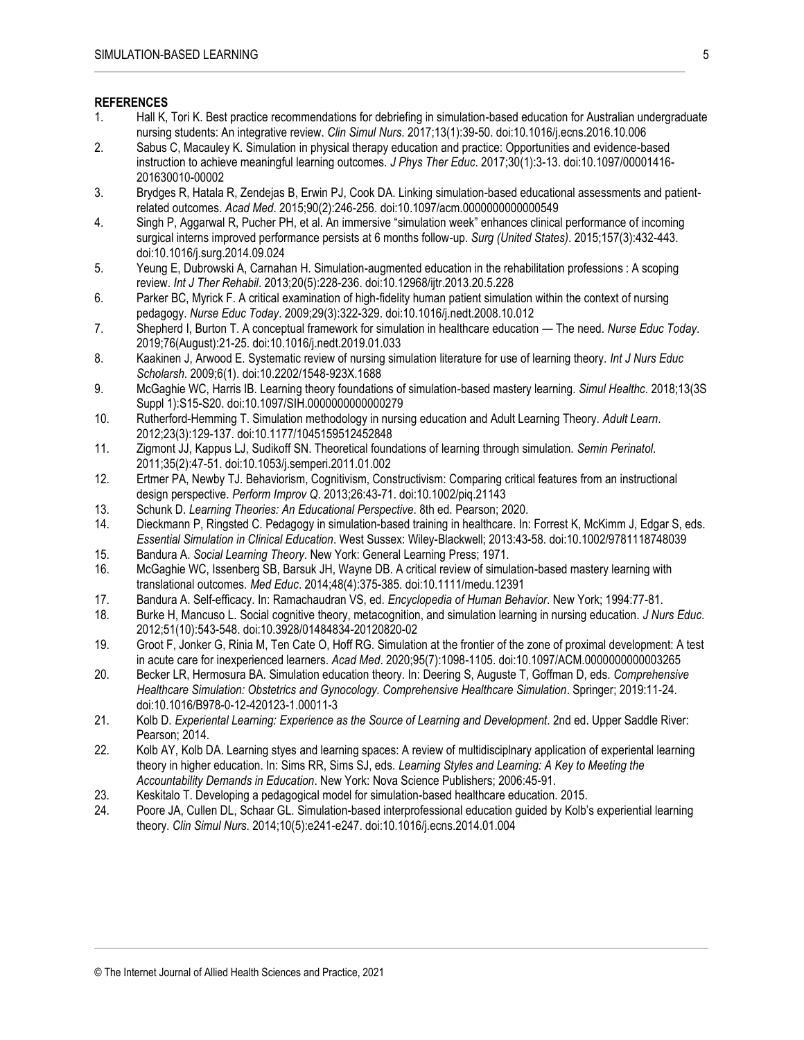**REFERENCES**

1. Hall K, Tori K. Best practice recommendations for debriefing in simulation-based education for Australian undergraduate nursing students: An integrative review. *Clin Simul Nurs*. 2017;13(1):39-50. doi:10.1016/j.ecns.2016.10.006
2. Sabus C, Macauley K. Simulation in physical therapy education and practice: Opportunities and evidence-based instruction to achieve meaningful learning outcomes. *J Phys Ther Educ*. 2017;30(1):3-13. doi:10.1097/00001416-201630010-00002
3. Brydges R, Hatala R, Zendejas B, Erwin PJ, Cook DA. Linking simulation-based educational assessments and patient-related outcomes. *Acad Med*. 2015;90(2):246-256. doi:10.1097/acm.0000000000000549
4. Singh P, Aggarwal R, Pucher PH, et al. An immersive "simulation week" enhances clinical performance of incoming surgical interns improved performance persists at 6 months follow-up. *Surg (United States)*. 2015;157(3):432-443. doi:10.1016/j.surg.2014.09.024
5. Yeung E, Dubrowski A, Carnahan H. Simulation-augmented education in the rehabilitation professions : A scoping review. *Int J Ther Rehabil*. 2013;20(5):228-236. doi:10.12968/ijtr.2013.20.5.228
6. Parker BC, Myrick F. A critical examination of high-fidelity human patient simulation within the context of nursing pedagogy. *Nurse Educ Today*. 2009;29(3):322-329. doi:10.1016/j.nedt.2008.10.012
7. Shepherd I, Burton T. A conceptual framework for simulation in healthcare education — The need. *Nurse Educ Today*. 2019;76(August):21-25. doi:10.1016/j.nedt.2019.01.033
8. Kaakinen J, Arwood E. Systematic review of nursing simulation literature for use of learning theory. *Int J Nurs Educ Scholarsh*. 2009;6(1). doi:10.2202/1548-923X.1688
9. McGaghie WC, Harris IB. Learning theory foundations of simulation-based mastery learning. *Simul Healthc*. 2018;13(3S Suppl 1):S15-S20. doi:10.1097/SIH.0000000000000279
10. Rutherford-Hemming T. Simulation methodology in nursing education and Adult Learning Theory. *Adult Learn*. 2012;23(3):129-137. doi:10.1177/1045159512452848
11. Zigmont JJ, Kappus LJ, Sudikoff SN. Theoretical foundations of learning through simulation. *Semin Perinatol*. 2011;35(2):47-51. doi:10.1053/j.semperi.2011.01.002
12. Ertmer PA, Newby TJ. Behaviorism, Cognitivism, Constructivism: Comparing critical features from an instructional design perspective. *Perform Improv Q*. 2013;26:43-71. doi:10.1002/piq.21143
13. Schunk D. *Learning Theories: An Educational Perspective*. 8th ed. Pearson; 2020.
14. Dieckmann P, Ringsted C. Pedagogy in simulation-based training in healthcare. In: Forrest K, McKimm J, Edgar S, eds. *Essential Simulation in Clinical Education*. West Sussex: Wiley-Blackwell; 2013:43-58. doi:10.1002/9781118748039
15. Bandura A. *Social Learning Theory*. New York: General Learning Press; 1971.
16. McGaghie WC, Issenberg SB, Barsuk JH, Wayne DB. A critical review of simulation-based mastery learning with translational outcomes. *Med Educ*. 2014;48(4):375-385. doi:10.1111/medu.12391
17. Bandura A. Self-efficacy. In: Ramachaudran VS, ed. *Encyclopedia of Human Behavior*. New York; 1994:77-81.
18. Burke H, Mancuso L. Social cognitive theory, metacognition, and simulation learning in nursing education. *J Nurs Educ*. 2012;51(10):543-548. doi:10.3928/01484834-20120820-02
19. Groot F, Jonker G, Rinia M, Ten Cate O, Hoff RG. Simulation at the frontier of the zone of proximal development: A test in acute care for inexperienced learners. *Acad Med*. 2020;95(7):1098-1105. doi:10.1097/ACM.0000000000003265
20. Becker LR, Hermosura BA. Simulation education theory. In: Deering S, Auguste T, Goffman D, eds. *Comprehensive Healthcare Simulation: Obstetrics and Gynocology. Comprehensive Healthcare Simulation*. Springer; 2019:11-24. doi:10.1016/B978-0-12-420123-1.00011-3
21. Kolb D. *Experiental Learning: Experience as the Source of Learning and Development*. 2nd ed. Upper Saddle River: Pearson; 2014.
22. Kolb AY, Kolb DA. Learning styes and learning spaces: A review of multidisciplnary application of experiental learning theory in higher education. In: Sims RR, Sims SJ, eds. *Learning Styles and Learning: A Key to Meeting the Accountability Demands in Education*. New York: Nova Science Publishers; 2006:45-91.
23. Keskitalo T. Developing a pedagogical model for simulation-based healthcare education. 2015.
24. Poore JA, Cullen DL, Schaar GL. Simulation-based interprofessional education guided by Kolb's experiential learning theory. *Clin Simul Nurs*. 2014;10(5):e241-e247. doi:10.1016/j.ecns.2014.01.004